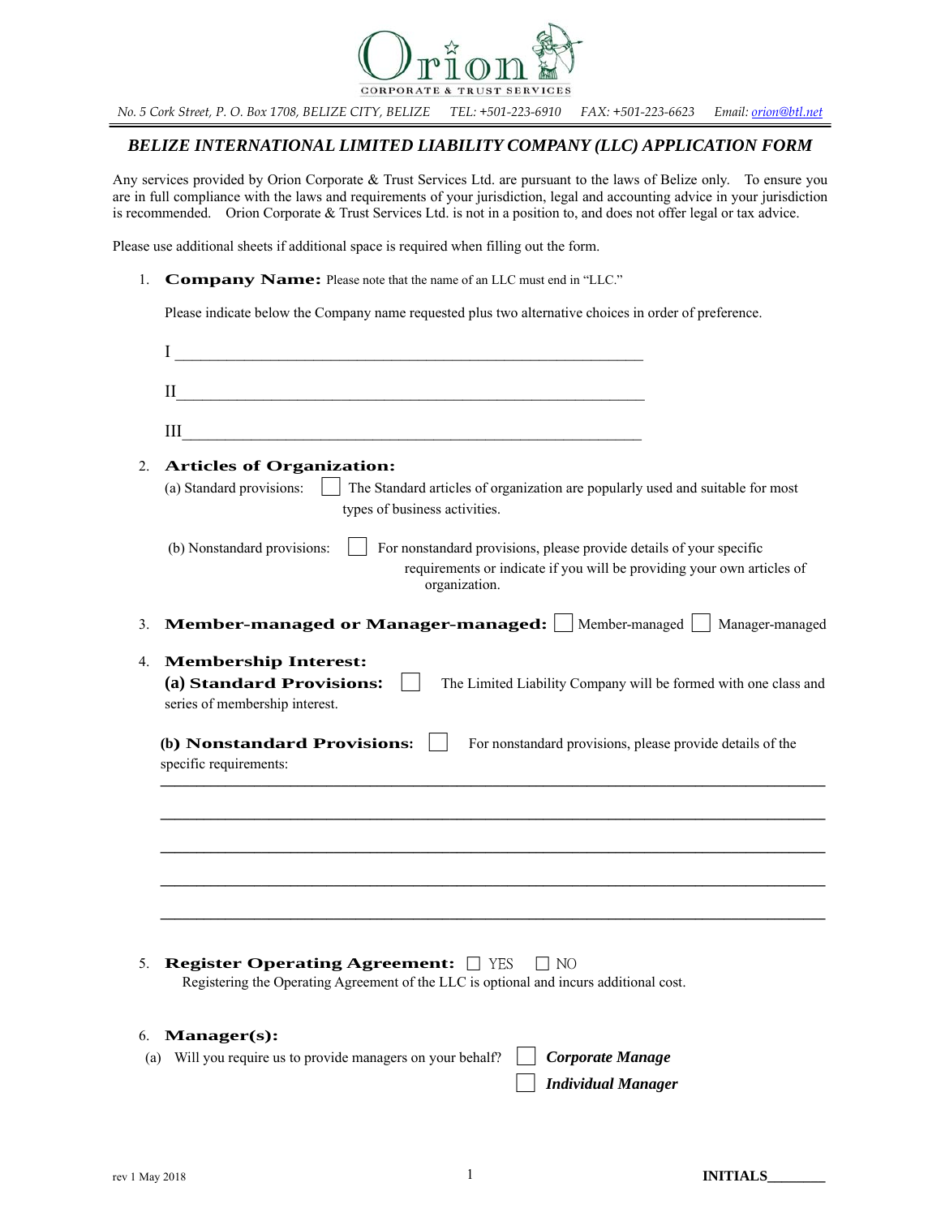Orion

CORPORATE & TRUST SERVICES

*No. 5 Cork Street, P. O. Box 1708, BELIZE CITY, BELIZE TEL: +501-223-6910 FAX: +501-223-6623 Email: orion@btl.net*

## *BELIZE INTERNATIONAL LIMITED LIABILITY COMPANY (LLC) APPLICATION FORM*

Any services provided by Orion Corporate & Trust Services Ltd. are pursuant to the laws of Belize only. To ensure you are in full compliance with the laws and requirements of your jurisdiction, legal and accounting advice in your jurisdiction is recommended. Orion Corporate & Trust Services Ltd. is not in a position to, and does not offer legal or tax advice.

Please use additional sheets if additional space is required when filling out the form.

1. **Company Name:** Please note that the name of an LLC must end in "LLC."

   Please indicate below the Company name requested plus two alternative choices in order of preference.

   I ____________________________________________________________

   II____________________________________________________________

   III___________________________________________________________

2. **Articles of Organization:**

   (a) Standard provisions: ☐ The Standard articles of organization are popularly used and suitable for most types of business activities.

   (b) Nonstandard provisions: ☐ For nonstandard provisions, please provide details of your specific requirements or indicate if you will be providing your own articles of organization.

3. **Member-managed or Manager-managed:** ☐ Member-managed ☐ Manager-managed

4. **Membership Interest:**

   **(a) Standard Provisions:** ☐ The Limited Liability Company will be formed with one class and series of membership interest.

   **(b) Nonstandard Provisions:** ☐ For nonstandard provisions, please provide details of the specific requirements:

   ______________________________________________________________________________

   ______________________________________________________________________________

   ______________________________________________________________________________

   ______________________________________________________________________________

   ______________________________________________________________________________

5. **Register Operating Agreement:** ☐ YES ☐ NO

   Registering the Operating Agreement of the LLC is optional and incurs additional cost.

6. **Manager(s):**

   (a) Will you require us to provide managers on your behalf? ☐ ***Corporate Manage***

   ☐ ***Individual Manager***

rev 1 May 2018

**INITIALS________**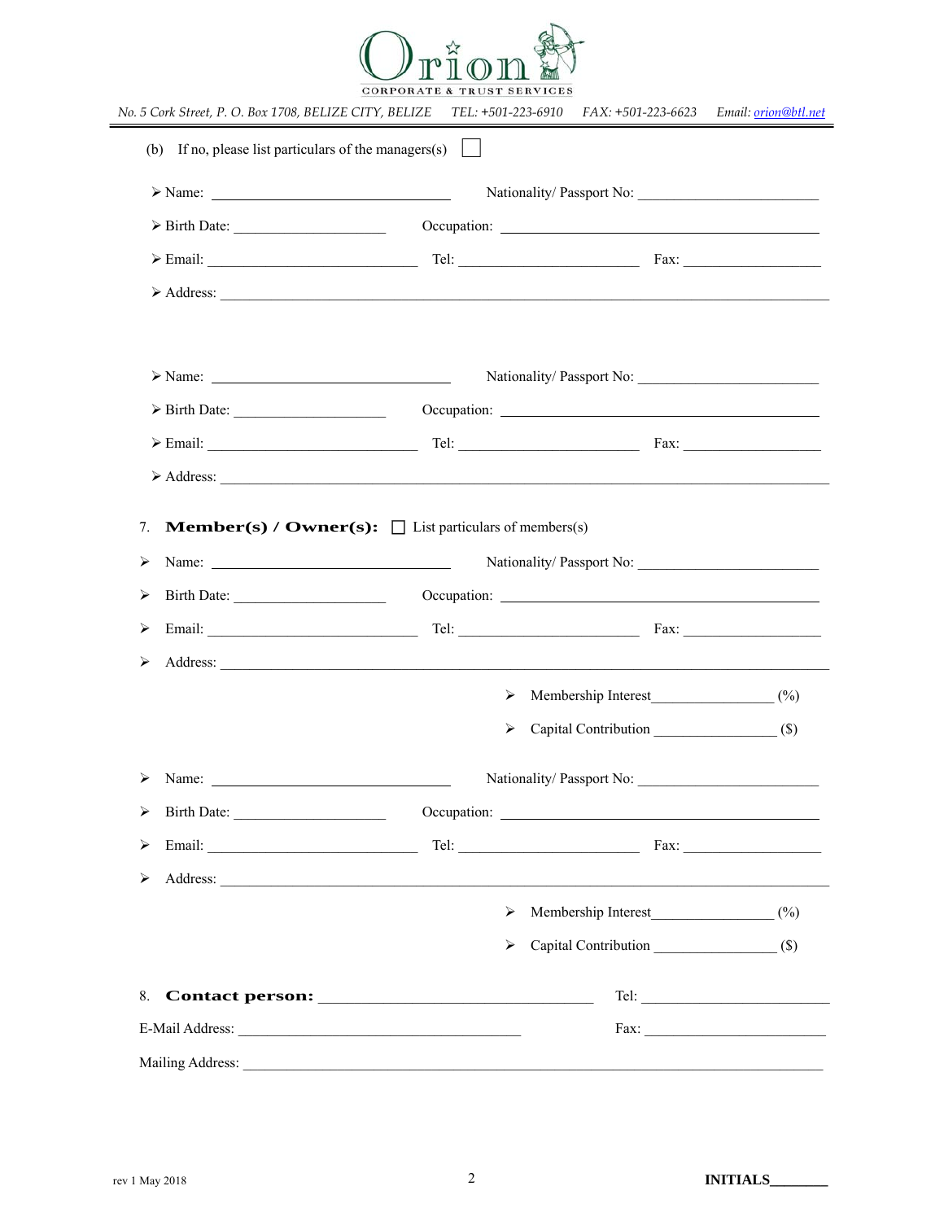(b) If no, please list particulars of the managers(s) ☐

- Name: ______________________ Nationality/ Passport No: ______________________
- Birth Date: ______________________ Occupation: ______________________
- Email: ______________________ Tel: ______________________ Fax: ______________________
- Address: ____________________________________________

- Name: ______________________ Nationality/ Passport No: ______________________
- Birth Date: ______________________ Occupation: ______________________
- Email: ______________________ Tel: ______________________ Fax: ______________________
- Address: ____________________________________________

7. **Member(s) / Owner(s):** ☐ List particulars of members(s)

- Name: ______________________ Nationality/ Passport No: ______________________
- Birth Date: ______________________ Occupation: ______________________
- Email: ______________________ Tel: ______________________ Fax: ______________________
- Address: ____________________________________________
  - Membership Interest________________ (%)
  - Capital Contribution ________________ ($)

- Name: ______________________ Nationality/ Passport No: ______________________
- Birth Date: ______________________ Occupation: ______________________
- Email: ______________________ Tel: ______________________ Fax: ______________________
- Address: ____________________________________________
  - Membership Interest________________ (%)
  - Capital Contribution ________________ ($)

8. **Contact person:** ______________________ Tel: ______________________

E-Mail Address: ______________________ Fax: ______________________

Mailing Address: ____________________________________________

rev 1 May 2018

**INITIALS________**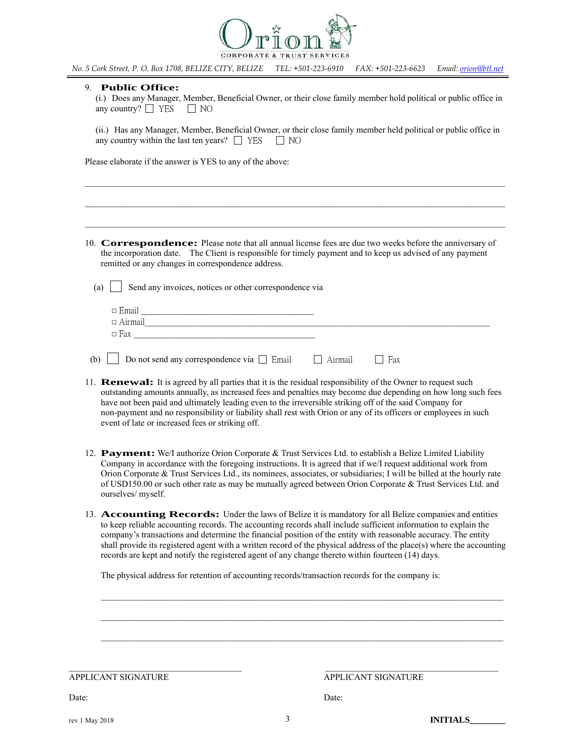Orion

CORPORATE & TRUST SERVICES

*No. 5 Cork Street, P. O. Box 1708, BELIZE CITY, BELIZE TEL: +501-223-6910 FAX: +501-223-6623 Email: orion@btl.net*

9. **Public Office:**

   (i.) Does any Manager, Member, Beneficial Owner, or their close family member hold political or public office in any country? ☐ YES ☐ NO

   (ii.) Has any Manager, Member, Beneficial Owner, or their close family member held political or public office in any country within the last ten years? ☐ YES ☐ NO

Please elaborate if the answer is YES to any of the above:

_______________________________________________________________________________

_______________________________________________________________________________

_______________________________________________________________________________

10. **Correspondence:** Please note that all annual license fees are due two weeks before the anniversary of the incorporation date. The Client is responsible for timely payment and to keep us advised of any payment remitted or any changes in correspondence address.

   (a) ☐ Send any invoices, notices or other correspondence via

   ☐ Email ________________________________________

   ☐ Airmail_______________________________________________________________________________

   ☐ Fax __________________________________________

   (b) ☐ Do not send any correspondence via ☐ Email ☐ Airmail ☐ Fax

11. **Renewal:** It is agreed by all parties that it is the residual responsibility of the Owner to request such outstanding amounts annually, as increased fees and penalties may become due depending on how long such fees have not been paid and ultimately leading even to the irreversible striking off of the said Company for non-payment and no responsibility or liability shall rest with Orion or any of its officers or employees in such event of late or increased fees or striking off.

12. **Payment:** We/I authorize Orion Corporate & Trust Services Ltd. to establish a Belize Limited Liability Company in accordance with the foregoing instructions. It is agreed that if we/I request additional work from Orion Corporate & Trust Services Ltd., its nominees, associates, or subsidiaries; I will be billed at the hourly rate of USD150.00 or such other rate as may be mutually agreed between Orion Corporate & Trust Services Ltd. and ourselves/ myself.

13. **Accounting Records:** Under the laws of Belize it is mandatory for all Belize companies and entities to keep reliable accounting records. The accounting records shall include sufficient information to explain the company's transactions and determine the financial position of the entity with reasonable accuracy. The entity shall provide its registered agent with a written record of the physical address of the place(s) where the accounting records are kept and notify the registered agent of any change thereto within fourteen (14) days.

   The physical address for retention of accounting records/transaction records for the company is:

   _______________________________________________________________________________

   _______________________________________________________________________________

   _______________________________________________________________________________

________________________________ ________________________________

APPLICANT SIGNATURE APPLICANT SIGNATURE

Date: Date:

rev 1 May 2018 **INITIALS_______**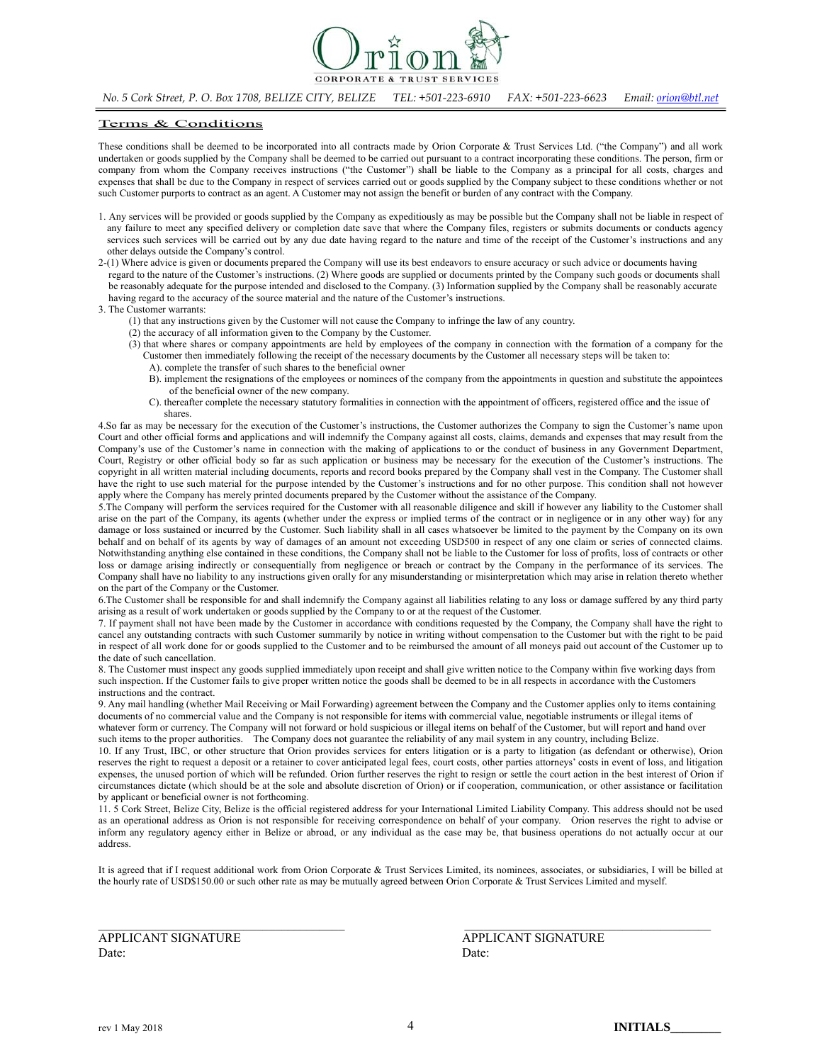**Orion**
CORPORATE & TRUST SERVICES

*No. 5 Cork Street, P. O. Box 1708, BELIZE CITY, BELIZE TEL: +501-223-6910 FAX: +501-223-6623 Email: orion@btl.net*

## Terms & Conditions

These conditions shall be deemed to be incorporated into all contracts made by Orion Corporate & Trust Services Ltd. ("the Company") and all work undertaken or goods supplied by the Company shall be deemed to be carried out pursuant to a contract incorporating these conditions. The person, firm or company from whom the Company receives instructions ("the Customer") shall be liable to the Company as a principal for all costs, charges and expenses that shall be due to the Company in respect of services carried out or goods supplied by the Company subject to these conditions whether or not such Customer purports to contract as an agent. A Customer may not assign the benefit or burden of any contract with the Company.

1. Any services will be provided or goods supplied by the Company as expeditiously as may be possible but the Company shall not be liable in respect of any failure to meet any specified delivery or completion date save that where the Company files, registers or submits documents or conducts agency services such services will be carried out by any due date having regard to the nature and time of the receipt of the Customer's instructions and any other delays outside the Company's control.

2-(1) Where advice is given or documents prepared the Company will use its best endeavors to ensure accuracy or such advice or documents having regard to the nature of the Customer's instructions. (2) Where goods are supplied or documents printed by the Company such goods or documents shall be reasonably adequate for the purpose intended and disclosed to the Company. (3) Information supplied by the Company shall be reasonably accurate having regard to the accuracy of the source material and the nature of the Customer's instructions.

3. The Customer warrants:
   (1) that any instructions given by the Customer will not cause the Company to infringe the law of any country.
   (2) the accuracy of all information given to the Company by the Customer.
   (3) that where shares or company appointments are held by employees of the company in connection with the formation of a company for the Customer then immediately following the receipt of the necessary documents by the Customer all necessary steps will be taken to:
      A). complete the transfer of such shares to the beneficial owner
      B). implement the resignations of the employees or nominees of the company from the appointments in question and substitute the appointees of the beneficial owner of the new company.
      C). thereafter complete the necessary statutory formalities in connection with the appointment of officers, registered office and the issue of shares.

4.So far as may be necessary for the execution of the Customer's instructions, the Customer authorizes the Company to sign the Customer's name upon Court and other official forms and applications and will indemnify the Company against all costs, claims, demands and expenses that may result from the Company's use of the Customer's name in connection with the making of applications to or the conduct of business in any Government Department, Court, Registry or other official body so far as such application or business may be necessary for the execution of the Customer's instructions. The copyright in all written material including documents, reports and record books prepared by the Company shall vest in the Company. The Customer shall have the right to use such material for the purpose intended by the Customer's instructions and for no other purpose. This condition shall not however apply where the Company has merely printed documents prepared by the Customer without the assistance of the Company.

5.The Company will perform the services required for the Customer with all reasonable diligence and skill if however any liability to the Customer shall arise on the part of the Company, its agents (whether under the express or implied terms of the contract or in negligence or in any other way) for any damage or loss sustained or incurred by the Customer. Such liability shall in all cases whatsoever be limited to the payment by the Company on its own behalf and on behalf of its agents by way of damages of an amount not exceeding USD500 in respect of any one claim or series of connected claims. Notwithstanding anything else contained in these conditions, the Company shall not be liable to the Customer for loss of profits, loss of contracts or other loss or damage arising indirectly or consequentially from negligence or breach or contract by the Company in the performance of its services. The Company shall have no liability to any instructions given orally for any misunderstanding or misinterpretation which may arise in relation thereto whether on the part of the Company or the Customer.

6.The Customer shall be responsible for and shall indemnify the Company against all liabilities relating to any loss or damage suffered by any third party arising as a result of work undertaken or goods supplied by the Company to or at the request of the Customer.

7. If payment shall not have been made by the Customer in accordance with conditions requested by the Company, the Company shall have the right to cancel any outstanding contracts with such Customer summarily by notice in writing without compensation to the Customer but with the right to be paid in respect of all work done for or goods supplied to the Customer and to be reimbursed the amount of all moneys paid out account of the Customer up to the date of such cancellation.

8. The Customer must inspect any goods supplied immediately upon receipt and shall give written notice to the Company within five working days from such inspection. If the Customer fails to give proper written notice the goods shall be deemed to be in all respects in accordance with the Customers instructions and the contract.

9. Any mail handling (whether Mail Receiving or Mail Forwarding) agreement between the Company and the Customer applies only to items containing documents of no commercial value and the Company is not responsible for items with commercial value, negotiable instruments or illegal items of whatever form or currency. The Company will not forward or hold suspicious or illegal items on behalf of the Customer, but will report and hand over such items to the proper authorities. The Company does not guarantee the reliability of any mail system in any country, including Belize.

10. If any Trust, IBC, or other structure that Orion provides services for enters litigation or is a party to litigation (as defendant or otherwise), Orion reserves the right to request a deposit or a retainer to cover anticipated legal fees, court costs, other parties attorneys' costs in event of loss, and litigation expenses, the unused portion of which will be refunded. Orion further reserves the right to resign or settle the court action in the best interest of Orion if circumstances dictate (which should be at the sole and absolute discretion of Orion) or if cooperation, communication, or other assistance or facilitation by applicant or beneficial owner is not forthcoming.

11. 5 Cork Street, Belize City, Belize is the official registered address for your International Limited Liability Company. This address should not be used as an operational address as Orion is not responsible for receiving correspondence on behalf of your company. Orion reserves the right to advise or inform any regulatory agency either in Belize or abroad, or any individual as the case may be, that business operations do not actually occur at our address.

It is agreed that if I request additional work from Orion Corporate & Trust Services Limited, its nominees, associates, or subsidiaries, I will be billed at the hourly rate of USD$150.00 or such other rate as may be mutually agreed between Orion Corporate & Trust Services Limited and myself.

\_\_\_\_\_\_\_\_\_\_\_\_\_\_\_\_\_\_\_\_\_\_\_\_\_\_\_\_\_\_\_\_\_\_\_\_\_\_
APPLICANT SIGNATURE
Date:

\_\_\_\_\_\_\_\_\_\_\_\_\_\_\_\_\_\_\_\_\_\_\_\_\_\_\_\_\_\_\_\_\_\_\_\_\_\_
APPLICANT SIGNATURE
Date:

rev 1 May 2018

**INITIALS\_\_\_\_\_\_\_\_**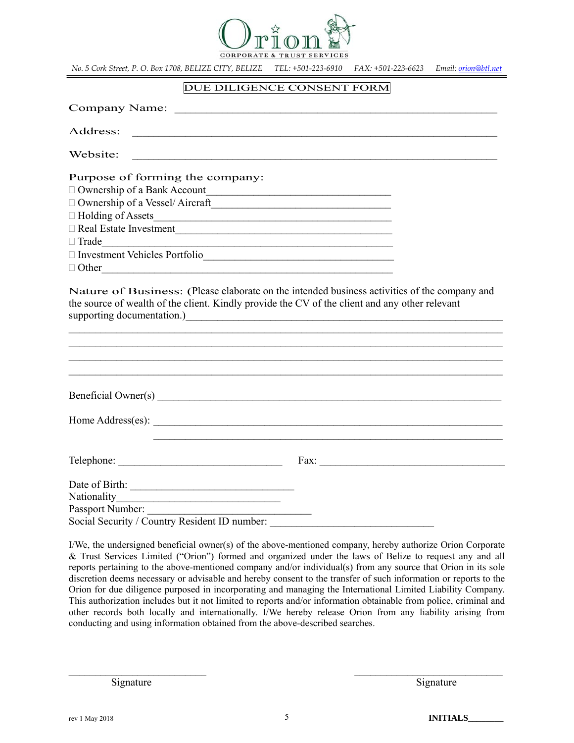Orion
CORPORATE & TRUST SERVICES

*No. 5 Cork Street, P. O. Box 1708, BELIZE CITY, BELIZE TEL: +501-223-6910 FAX: +501-223-6623 Email: orion@btl.net*

## DUE DILIGENCE CONSENT FORM

Company Name: ____________________________________________________________

Address: ____________________________________________________________

Website: ____________________________________________________________

Purpose of forming the company:

☐ Ownership of a Bank Account___________________________________

☐ Ownership of a Vessel/ Aircraft_________________________________

☐ Holding of Assets_____________________________________________

☐ Real Estate Investment_________________________________________

☐ Trade_______________________________________________________

☐ Investment Vehicles Portfolio____________________________________

☐ Other_______________________________________________________

Nature of Business: (Please elaborate on the intended business activities of the company and the source of wealth of the client. Kindly provide the CV of the client and any other relevant supporting documentation.)______________________________________________________________

_____________________________________________________________________________

_____________________________________________________________________________

_____________________________________________________________________________

_____________________________________________________________________________

Beneficial Owner(s) ____________________________________________________________

Home Address(es): ____________________________________________________________

____________________________________________________________

Telephone: ______________________________ Fax: ___________________________________

Date of Birth: ______________________________

Nationality______________________________

Passport Number: ______________________________

Social Security / Country Resident ID number: ______________________________

I/We, the undersigned beneficial owner(s) of the above-mentioned company, hereby authorize Orion Corporate & Trust Services Limited ("Orion") formed and organized under the laws of Belize to request any and all reports pertaining to the above-mentioned company and/or individual(s) from any source that Orion in its sole discretion deems necessary or advisable and hereby consent to the transfer of such information or reports to the Orion for due diligence purposed in incorporating and managing the International Limited Liability Company. This authorization includes but it not limited to reports and/or information obtainable from police, criminal and other records both locally and internationally. I/We hereby release Orion from any liability arising from conducting and using information obtained from the above-described searches.

___________________________ ___________________________

Signature Signature

rev 1 May 2018

**INITIALS**_______